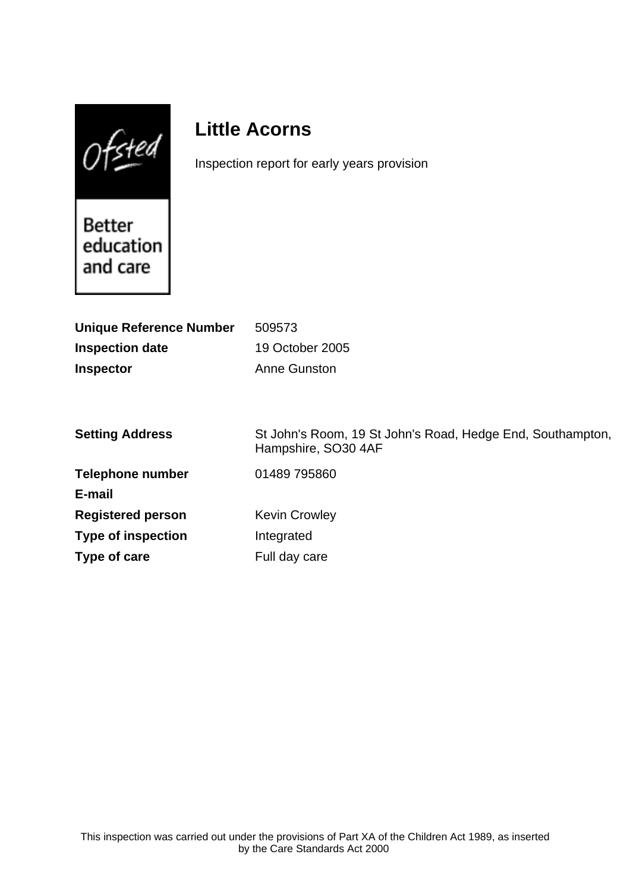# Little Acorns

Inspection report for early years provision

| | |
|---|---|
| **Unique Reference Number** | 509573 |
| **Inspection date** | 19 October 2005 |
| **Inspector** | Anne Gunston |

| | |
|---|---|
| **Setting Address** | St John's Room, 19 St John's Road, Hedge End, Southampton, Hampshire, SO30 4AF |
| **Telephone number** | 01489 795860 |
| **E-mail** | |
| **Registered person** | Kevin Crowley |
| **Type of inspection** | Integrated |
| **Type of care** | Full day care |

This inspection was carried out under the provisions of Part XA of the Children Act 1989, as inserted by the Care Standards Act 2000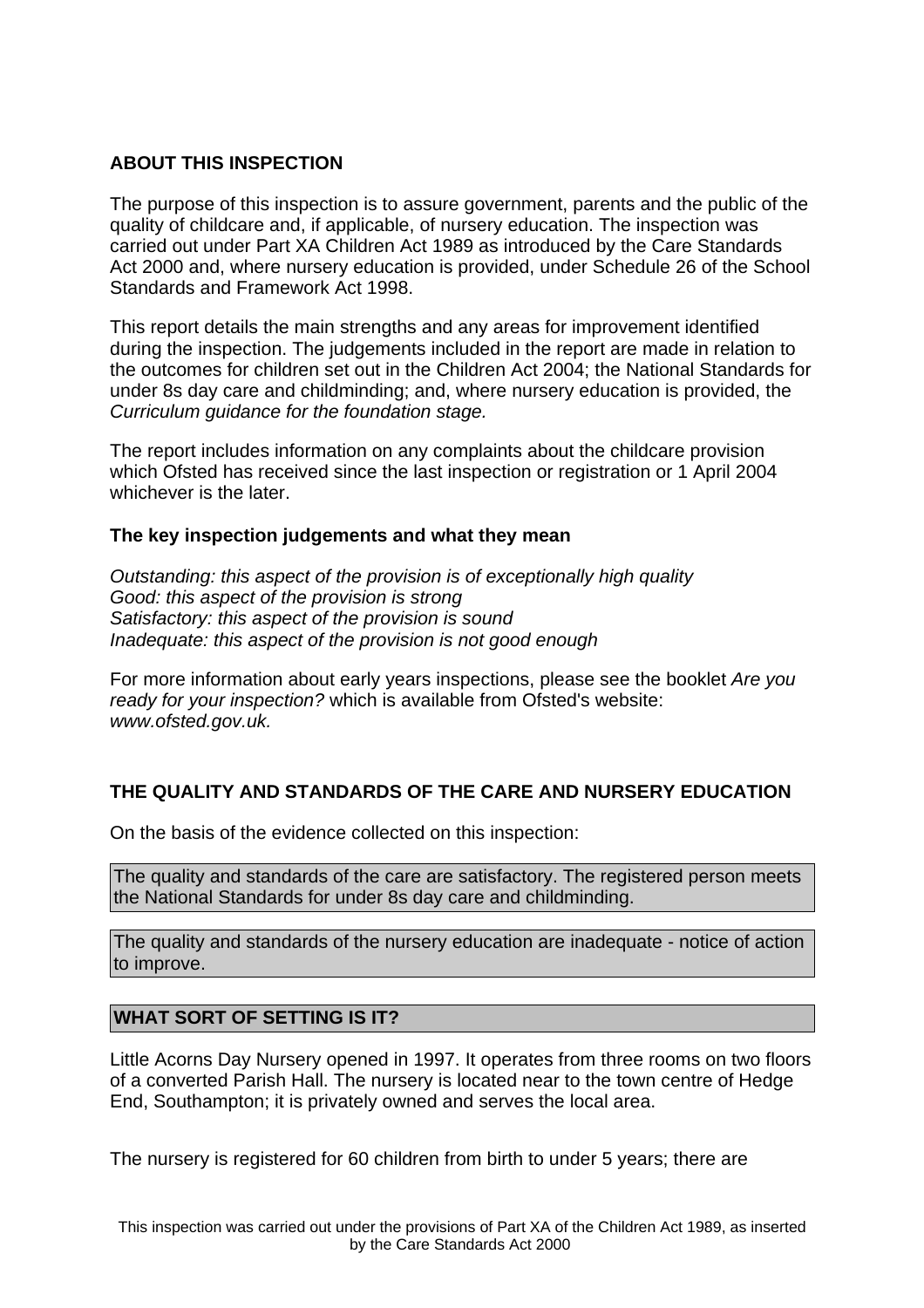## ABOUT THIS INSPECTION

The purpose of this inspection is to assure government, parents and the public of the quality of childcare and, if applicable, of nursery education. The inspection was carried out under Part XA Children Act 1989 as introduced by the Care Standards Act 2000 and, where nursery education is provided, under Schedule 26 of the School Standards and Framework Act 1998.

This report details the main strengths and any areas for improvement identified during the inspection. The judgements included in the report are made in relation to the outcomes for children set out in the Children Act 2004; the National Standards for under 8s day care and childminding; and, where nursery education is provided, the *Curriculum guidance for the foundation stage.*

The report includes information on any complaints about the childcare provision which Ofsted has received since the last inspection or registration or 1 April 2004 whichever is the later.

### The key inspection judgements and what they mean

*Outstanding: this aspect of the provision is of exceptionally high quality*
*Good: this aspect of the provision is strong*
*Satisfactory: this aspect of the provision is sound*
*Inadequate: this aspect of the provision is not good enough*

For more information about early years inspections, please see the booklet *Are you ready for your inspection?* which is available from Ofsted's website: *www.ofsted.gov.uk.*

## THE QUALITY AND STANDARDS OF THE CARE AND NURSERY EDUCATION

On the basis of the evidence collected on this inspection:

The quality and standards of the care are satisfactory. The registered person meets the National Standards for under 8s day care and childminding.

The quality and standards of the nursery education are inadequate - notice of action to improve.

## WHAT SORT OF SETTING IS IT?

Little Acorns Day Nursery opened in 1997. It operates from three rooms on two floors of a converted Parish Hall. The nursery is located near to the town centre of Hedge End, Southampton; it is privately owned and serves the local area.

The nursery is registered for 60 children from birth to under 5 years; there are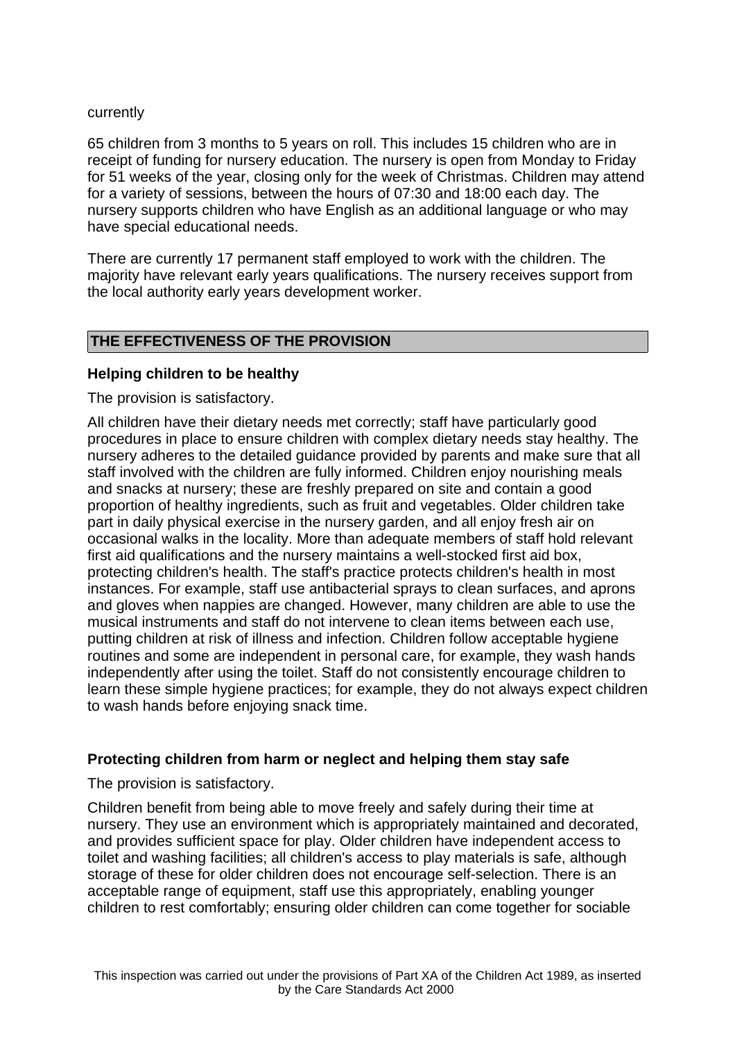currently

65 children from 3 months to 5 years on roll. This includes 15 children who are in receipt of funding for nursery education. The nursery is open from Monday to Friday for 51 weeks of the year, closing only for the week of Christmas. Children may attend for a variety of sessions, between the hours of 07:30 and 18:00 each day. The nursery supports children who have English as an additional language or who may have special educational needs.

There are currently 17 permanent staff employed to work with the children. The majority have relevant early years qualifications. The nursery receives support from the local authority early years development worker.

## THE EFFECTIVENESS OF THE PROVISION

### Helping children to be healthy

The provision is satisfactory.

All children have their dietary needs met correctly; staff have particularly good procedures in place to ensure children with complex dietary needs stay healthy. The nursery adheres to the detailed guidance provided by parents and make sure that all staff involved with the children are fully informed. Children enjoy nourishing meals and snacks at nursery; these are freshly prepared on site and contain a good proportion of healthy ingredients, such as fruit and vegetables. Older children take part in daily physical exercise in the nursery garden, and all enjoy fresh air on occasional walks in the locality. More than adequate members of staff hold relevant first aid qualifications and the nursery maintains a well-stocked first aid box, protecting children's health. The staff's practice protects children's health in most instances. For example, staff use antibacterial sprays to clean surfaces, and aprons and gloves when nappies are changed. However, many children are able to use the musical instruments and staff do not intervene to clean items between each use, putting children at risk of illness and infection. Children follow acceptable hygiene routines and some are independent in personal care, for example, they wash hands independently after using the toilet. Staff do not consistently encourage children to learn these simple hygiene practices; for example, they do not always expect children to wash hands before enjoying snack time.

### Protecting children from harm or neglect and helping them stay safe

The provision is satisfactory.

Children benefit from being able to move freely and safely during their time at nursery. They use an environment which is appropriately maintained and decorated, and provides sufficient space for play. Older children have independent access to toilet and washing facilities; all children's access to play materials is safe, although storage of these for older children does not encourage self-selection. There is an acceptable range of equipment, staff use this appropriately, enabling younger children to rest comfortably; ensuring older children can come together for sociable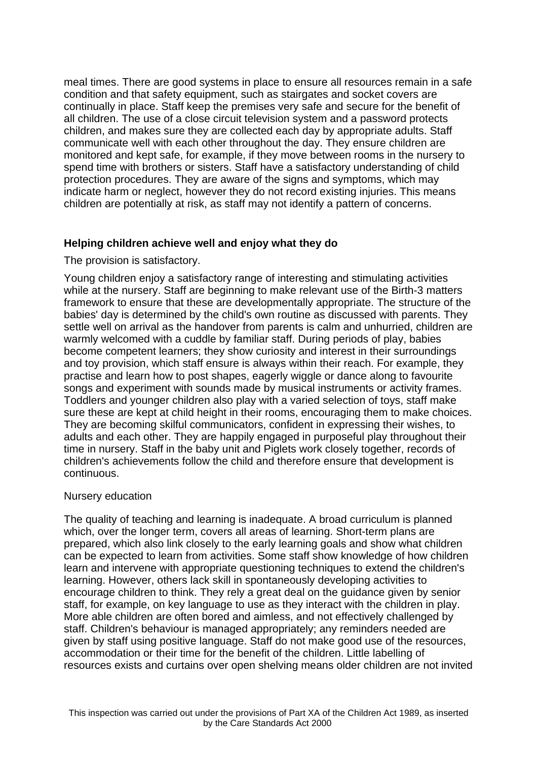meal times. There are good systems in place to ensure all resources remain in a safe condition and that safety equipment, such as stairgates and socket covers are continually in place. Staff keep the premises very safe and secure for the benefit of all children. The use of a close circuit television system and a password protects children, and makes sure they are collected each day by appropriate adults. Staff communicate well with each other throughout the day. They ensure children are monitored and kept safe, for example, if they move between rooms in the nursery to spend time with brothers or sisters. Staff have a satisfactory understanding of child protection procedures. They are aware of the signs and symptoms, which may indicate harm or neglect, however they do not record existing injuries. This means children are potentially at risk, as staff may not identify a pattern of concerns.

**Helping children achieve well and enjoy what they do**

The provision is satisfactory.

Young children enjoy a satisfactory range of interesting and stimulating activities while at the nursery. Staff are beginning to make relevant use of the Birth-3 matters framework to ensure that these are developmentally appropriate. The structure of the babies' day is determined by the child's own routine as discussed with parents. They settle well on arrival as the handover from parents is calm and unhurried, children are warmly welcomed with a cuddle by familiar staff. During periods of play, babies become competent learners; they show curiosity and interest in their surroundings and toy provision, which staff ensure is always within their reach. For example, they practise and learn how to post shapes, eagerly wiggle or dance along to favourite songs and experiment with sounds made by musical instruments or activity frames. Toddlers and younger children also play with a varied selection of toys, staff make sure these are kept at child height in their rooms, encouraging them to make choices. They are becoming skilful communicators, confident in expressing their wishes, to adults and each other. They are happily engaged in purposeful play throughout their time in nursery. Staff in the baby unit and Piglets work closely together, records of children's achievements follow the child and therefore ensure that development is continuous.

Nursery education

The quality of teaching and learning is inadequate. A broad curriculum is planned which, over the longer term, covers all areas of learning. Short-term plans are prepared, which also link closely to the early learning goals and show what children can be expected to learn from activities. Some staff show knowledge of how children learn and intervene with appropriate questioning techniques to extend the children's learning. However, others lack skill in spontaneously developing activities to encourage children to think. They rely a great deal on the guidance given by senior staff, for example, on key language to use as they interact with the children in play. More able children are often bored and aimless, and not effectively challenged by staff. Children's behaviour is managed appropriately; any reminders needed are given by staff using positive language. Staff do not make good use of the resources, accommodation or their time for the benefit of the children. Little labelling of resources exists and curtains over open shelving means older children are not invited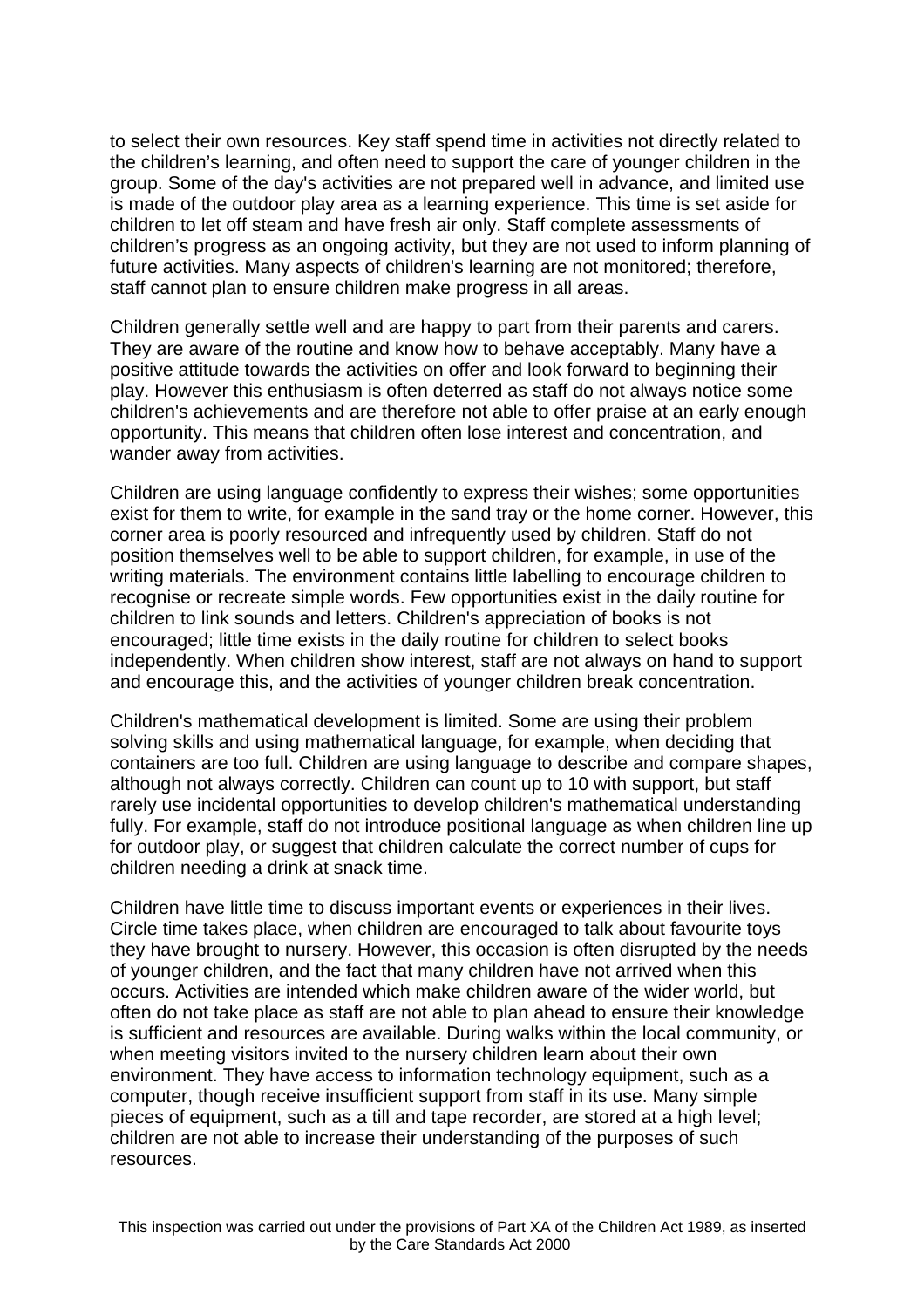to select their own resources. Key staff spend time in activities not directly related to the children's learning, and often need to support the care of younger children in the group. Some of the day's activities are not prepared well in advance, and limited use is made of the outdoor play area as a learning experience. This time is set aside for children to let off steam and have fresh air only. Staff complete assessments of children's progress as an ongoing activity, but they are not used to inform planning of future activities. Many aspects of children's learning are not monitored; therefore, staff cannot plan to ensure children make progress in all areas.

Children generally settle well and are happy to part from their parents and carers. They are aware of the routine and know how to behave acceptably. Many have a positive attitude towards the activities on offer and look forward to beginning their play. However this enthusiasm is often deterred as staff do not always notice some children's achievements and are therefore not able to offer praise at an early enough opportunity. This means that children often lose interest and concentration, and wander away from activities.

Children are using language confidently to express their wishes; some opportunities exist for them to write, for example in the sand tray or the home corner. However, this corner area is poorly resourced and infrequently used by children. Staff do not position themselves well to be able to support children, for example, in use of the writing materials. The environment contains little labelling to encourage children to recognise or recreate simple words. Few opportunities exist in the daily routine for children to link sounds and letters. Children's appreciation of books is not encouraged; little time exists in the daily routine for children to select books independently. When children show interest, staff are not always on hand to support and encourage this, and the activities of younger children break concentration.

Children's mathematical development is limited. Some are using their problem solving skills and using mathematical language, for example, when deciding that containers are too full. Children are using language to describe and compare shapes, although not always correctly. Children can count up to 10 with support, but staff rarely use incidental opportunities to develop children's mathematical understanding fully. For example, staff do not introduce positional language as when children line up for outdoor play, or suggest that children calculate the correct number of cups for children needing a drink at snack time.

Children have little time to discuss important events or experiences in their lives. Circle time takes place, when children are encouraged to talk about favourite toys they have brought to nursery. However, this occasion is often disrupted by the needs of younger children, and the fact that many children have not arrived when this occurs. Activities are intended which make children aware of the wider world, but often do not take place as staff are not able to plan ahead to ensure their knowledge is sufficient and resources are available. During walks within the local community, or when meeting visitors invited to the nursery children learn about their own environment. They have access to information technology equipment, such as a computer, though receive insufficient support from staff in its use. Many simple pieces of equipment, such as a till and tape recorder, are stored at a high level; children are not able to increase their understanding of the purposes of such resources.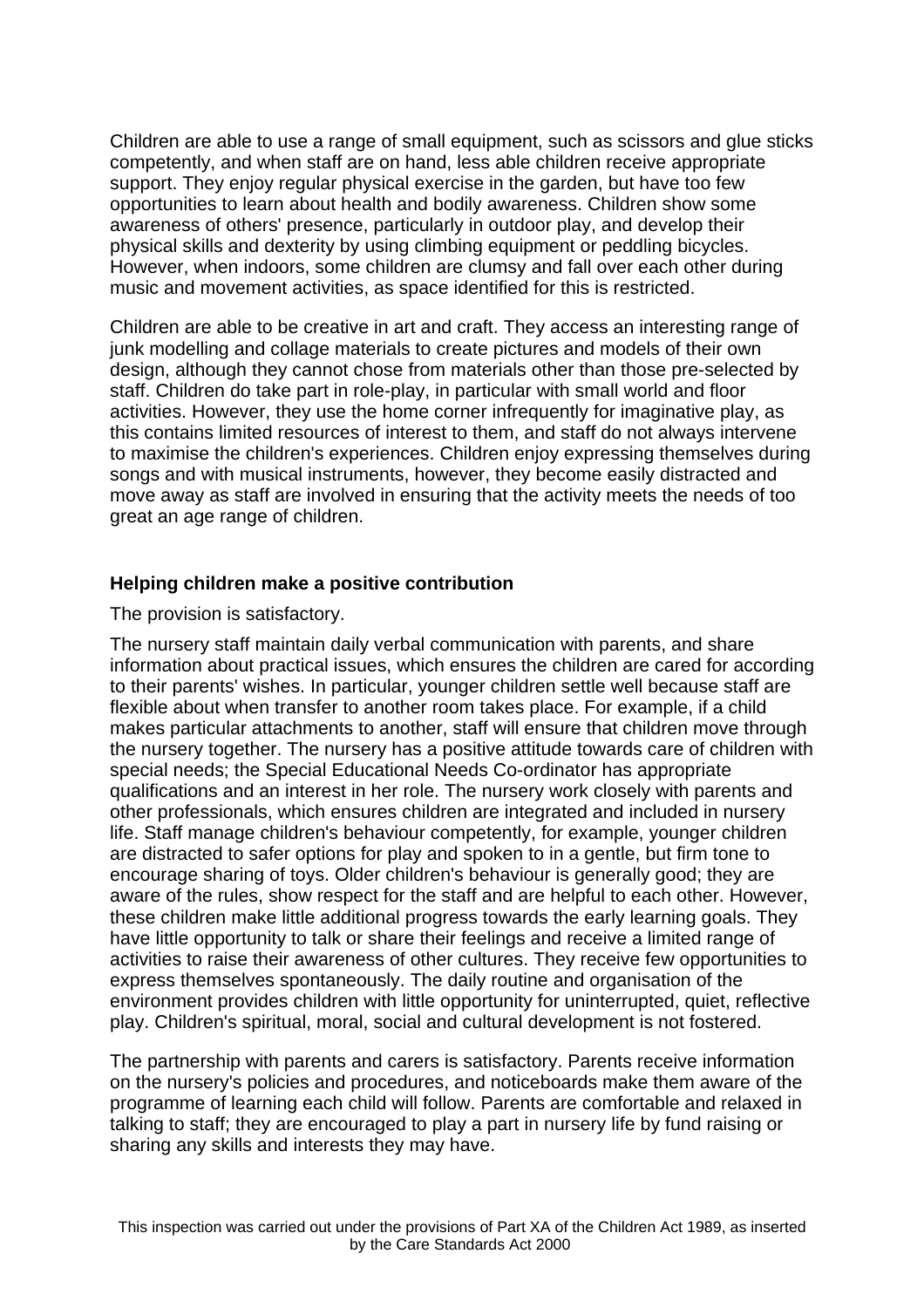Children are able to use a range of small equipment, such as scissors and glue sticks competently, and when staff are on hand, less able children receive appropriate support. They enjoy regular physical exercise in the garden, but have too few opportunities to learn about health and bodily awareness. Children show some awareness of others' presence, particularly in outdoor play, and develop their physical skills and dexterity by using climbing equipment or peddling bicycles. However, when indoors, some children are clumsy and fall over each other during music and movement activities, as space identified for this is restricted.

Children are able to be creative in art and craft. They access an interesting range of junk modelling and collage materials to create pictures and models of their own design, although they cannot chose from materials other than those pre-selected by staff. Children do take part in role-play, in particular with small world and floor activities. However, they use the home corner infrequently for imaginative play, as this contains limited resources of interest to them, and staff do not always intervene to maximise the children's experiences. Children enjoy expressing themselves during songs and with musical instruments, however, they become easily distracted and move away as staff are involved in ensuring that the activity meets the needs of too great an age range of children.

**Helping children make a positive contribution**

The provision is satisfactory.

The nursery staff maintain daily verbal communication with parents, and share information about practical issues, which ensures the children are cared for according to their parents' wishes. In particular, younger children settle well because staff are flexible about when transfer to another room takes place. For example, if a child makes particular attachments to another, staff will ensure that children move through the nursery together. The nursery has a positive attitude towards care of children with special needs; the Special Educational Needs Co-ordinator has appropriate qualifications and an interest in her role. The nursery work closely with parents and other professionals, which ensures children are integrated and included in nursery life. Staff manage children's behaviour competently, for example, younger children are distracted to safer options for play and spoken to in a gentle, but firm tone to encourage sharing of toys. Older children's behaviour is generally good; they are aware of the rules, show respect for the staff and are helpful to each other. However, these children make little additional progress towards the early learning goals. They have little opportunity to talk or share their feelings and receive a limited range of activities to raise their awareness of other cultures. They receive few opportunities to express themselves spontaneously. The daily routine and organisation of the environment provides children with little opportunity for uninterrupted, quiet, reflective play. Children's spiritual, moral, social and cultural development is not fostered.

The partnership with parents and carers is satisfactory. Parents receive information on the nursery's policies and procedures, and noticeboards make them aware of the programme of learning each child will follow. Parents are comfortable and relaxed in talking to staff; they are encouraged to play a part in nursery life by fund raising or sharing any skills and interests they may have.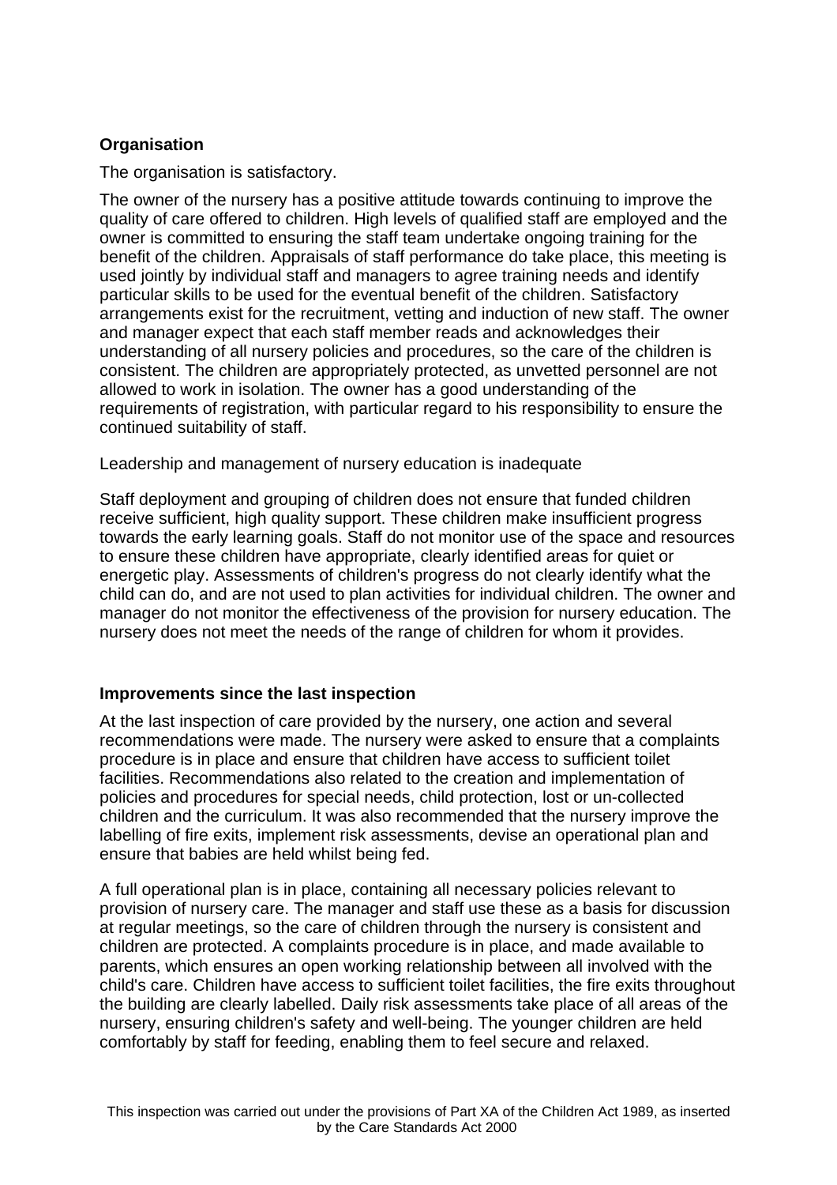**Organisation**

The organisation is satisfactory.

The owner of the nursery has a positive attitude towards continuing to improve the quality of care offered to children. High levels of qualified staff are employed and the owner is committed to ensuring the staff team undertake ongoing training for the benefit of the children. Appraisals of staff performance do take place, this meeting is used jointly by individual staff and managers to agree training needs and identify particular skills to be used for the eventual benefit of the children. Satisfactory arrangements exist for the recruitment, vetting and induction of new staff. The owner and manager expect that each staff member reads and acknowledges their understanding of all nursery policies and procedures, so the care of the children is consistent. The children are appropriately protected, as unvetted personnel are not allowed to work in isolation. The owner has a good understanding of the requirements of registration, with particular regard to his responsibility to ensure the continued suitability of staff.

Leadership and management of nursery education is inadequate

Staff deployment and grouping of children does not ensure that funded children receive sufficient, high quality support. These children make insufficient progress towards the early learning goals. Staff do not monitor use of the space and resources to ensure these children have appropriate, clearly identified areas for quiet or energetic play. Assessments of children's progress do not clearly identify what the child can do, and are not used to plan activities for individual children. The owner and manager do not monitor the effectiveness of the provision for nursery education. The nursery does not meet the needs of the range of children for whom it provides.

**Improvements since the last inspection**

At the last inspection of care provided by the nursery, one action and several recommendations were made. The nursery were asked to ensure that a complaints procedure is in place and ensure that children have access to sufficient toilet facilities. Recommendations also related to the creation and implementation of policies and procedures for special needs, child protection, lost or un-collected children and the curriculum. It was also recommended that the nursery improve the labelling of fire exits, implement risk assessments, devise an operational plan and ensure that babies are held whilst being fed.

A full operational plan is in place, containing all necessary policies relevant to provision of nursery care. The manager and staff use these as a basis for discussion at regular meetings, so the care of children through the nursery is consistent and children are protected. A complaints procedure is in place, and made available to parents, which ensures an open working relationship between all involved with the child's care. Children have access to sufficient toilet facilities, the fire exits throughout the building are clearly labelled. Daily risk assessments take place of all areas of the nursery, ensuring children's safety and well-being. The younger children are held comfortably by staff for feeding, enabling them to feel secure and relaxed.

This inspection was carried out under the provisions of Part XA of the Children Act 1989, as inserted by the Care Standards Act 2000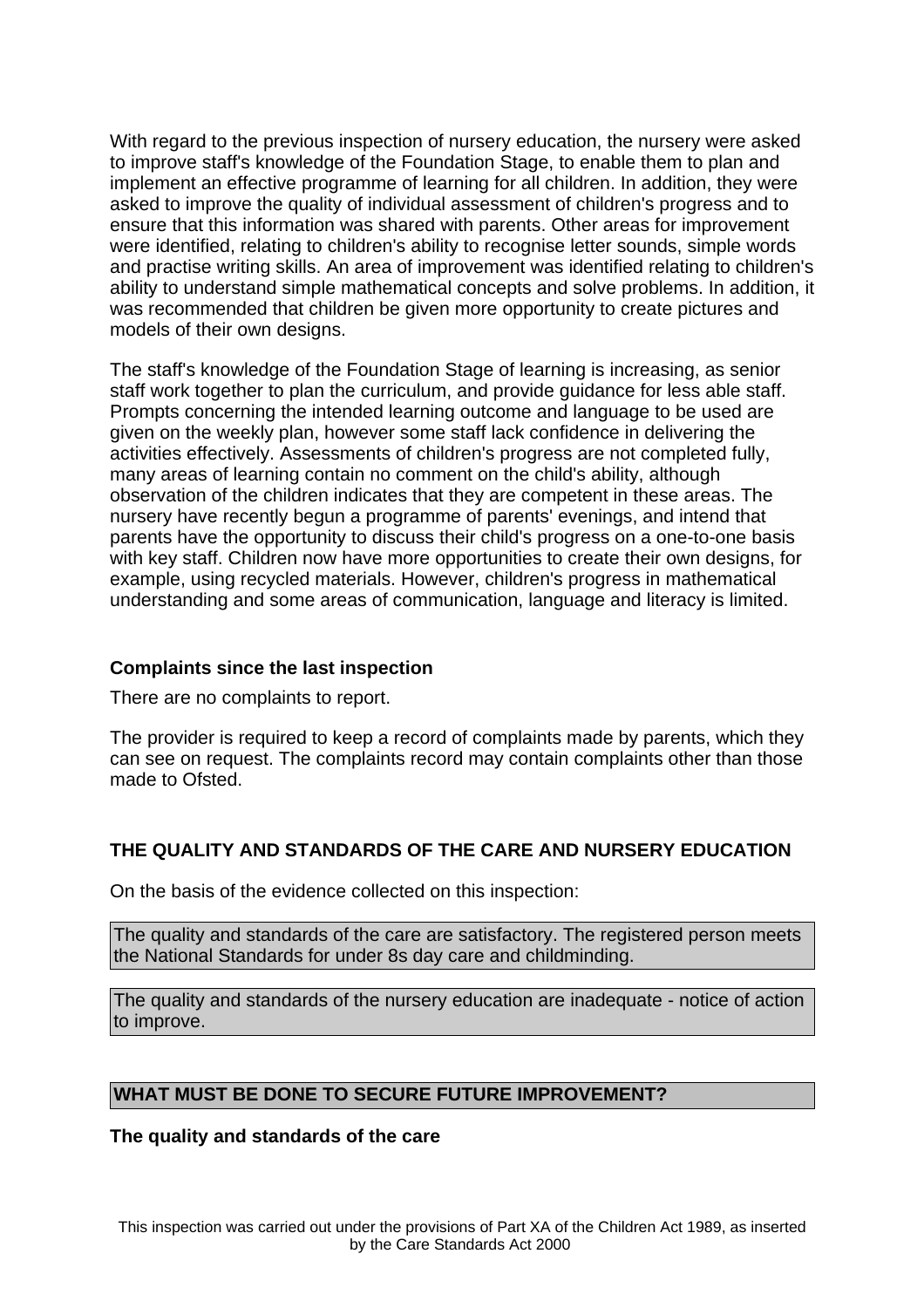With regard to the previous inspection of nursery education, the nursery were asked to improve staff's knowledge of the Foundation Stage, to enable them to plan and implement an effective programme of learning for all children. In addition, they were asked to improve the quality of individual assessment of children's progress and to ensure that this information was shared with parents. Other areas for improvement were identified, relating to children's ability to recognise letter sounds, simple words and practise writing skills. An area of improvement was identified relating to children's ability to understand simple mathematical concepts and solve problems. In addition, it was recommended that children be given more opportunity to create pictures and models of their own designs.

The staff's knowledge of the Foundation Stage of learning is increasing, as senior staff work together to plan the curriculum, and provide guidance for less able staff. Prompts concerning the intended learning outcome and language to be used are given on the weekly plan, however some staff lack confidence in delivering the activities effectively. Assessments of children's progress are not completed fully, many areas of learning contain no comment on the child's ability, although observation of the children indicates that they are competent in these areas. The nursery have recently begun a programme of parents' evenings, and intend that parents have the opportunity to discuss their child's progress on a one-to-one basis with key staff. Children now have more opportunities to create their own designs, for example, using recycled materials. However, children's progress in mathematical understanding and some areas of communication, language and literacy is limited.

**Complaints since the last inspection**

There are no complaints to report.

The provider is required to keep a record of complaints made by parents, which they can see on request. The complaints record may contain complaints other than those made to Ofsted.

**THE QUALITY AND STANDARDS OF THE CARE AND NURSERY EDUCATION**

On the basis of the evidence collected on this inspection:

The quality and standards of the care are satisfactory. The registered person meets the National Standards for under 8s day care and childminding.

The quality and standards of the nursery education are inadequate - notice of action to improve.

**WHAT MUST BE DONE TO SECURE FUTURE IMPROVEMENT?**

**The quality and standards of the care**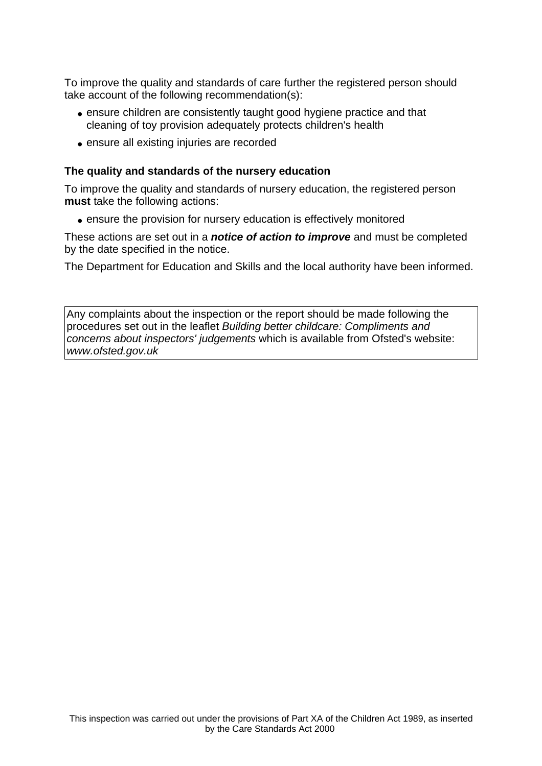To improve the quality and standards of care further the registered person should take account of the following recommendation(s):

- ensure children are consistently taught good hygiene practice and that cleaning of toy provision adequately protects children's health
- ensure all existing injuries are recorded

### The quality and standards of the nursery education

To improve the quality and standards of nursery education, the registered person **must** take the following actions:

- ensure the provision for nursery education is effectively monitored

These actions are set out in a ***notice of action to improve*** and must be completed by the date specified in the notice.

The Department for Education and Skills and the local authority have been informed.

Any complaints about the inspection or the report should be made following the procedures set out in the leaflet *Building better childcare: Compliments and concerns about inspectors' judgements* which is available from Ofsted's website: *www.ofsted.gov.uk*

This inspection was carried out under the provisions of Part XA of the Children Act 1989, as inserted by the Care Standards Act 2000